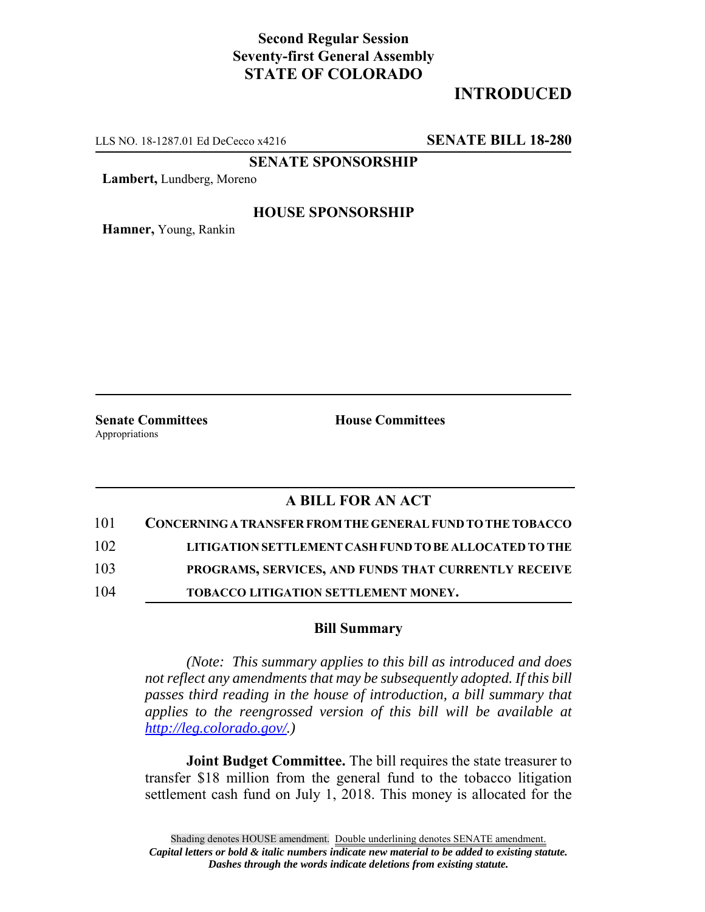**Second Regular Session**
**Seventy-first General Assembly**
**STATE OF COLORADO**

# INTRODUCED

LLS NO. 18-1287.01 Ed DeCecco x4216 **SENATE BILL 18-280**

**SENATE SPONSORSHIP**

**Lambert,** Lundberg, Moreno

**HOUSE SPONSORSHIP**

**Hamner,** Young, Rankin

**Senate Committees**
Appropriations

**House Committees**

## A BILL FOR AN ACT

101 **CONCERNING A TRANSFER FROM THE GENERAL FUND TO THE TOBACCO**
102 **LITIGATION SETTLEMENT CASH FUND TO BE ALLOCATED TO THE**
103 **PROGRAMS, SERVICES, AND FUNDS THAT CURRENTLY RECEIVE**
104 **TOBACCO LITIGATION SETTLEMENT MONEY.**

### Bill Summary

*(Note: This summary applies to this bill as introduced and does not reflect any amendments that may be subsequently adopted. If this bill passes third reading in the house of introduction, a bill summary that applies to the reengrossed version of this bill will be available at http://leg.colorado.gov/.)*

**Joint Budget Committee.** The bill requires the state treasurer to transfer $18 million from the general fund to the tobacco litigation settlement cash fund on July 1, 2018. This money is allocated for the

Shading denotes HOUSE amendment. Double underlining denotes SENATE amendment.
*Capital letters or bold & italic numbers indicate new material to be added to existing statute.*
*Dashes through the words indicate deletions from existing statute.*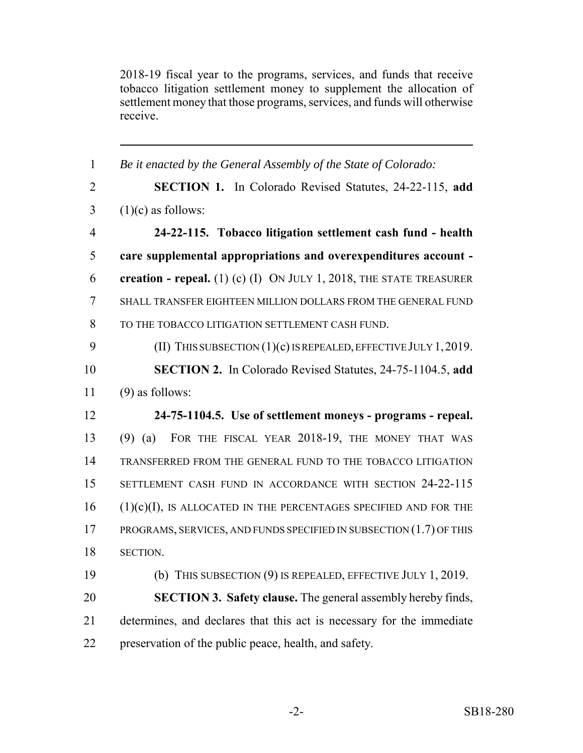2018-19 fiscal year to the programs, services, and funds that receive tobacco litigation settlement money to supplement the allocation of settlement money that those programs, services, and funds will otherwise receive.

---

1 *Be it enacted by the General Assembly of the State of Colorado:*

2 **SECTION 1.** In Colorado Revised Statutes, 24-22-115, **add**
3 (1)(c) as follows:

4 **24-22-115. Tobacco litigation settlement cash fund - health**
5 **care supplemental appropriations and overexpenditures account -**
6 **creation - repeal.** (1) (c) (I) ON JULY 1, 2018, THE STATE TREASURER
7 SHALL TRANSFER EIGHTEEN MILLION DOLLARS FROM THE GENERAL FUND
8 TO THE TOBACCO LITIGATION SETTLEMENT CASH FUND.

9 (II) THIS SUBSECTION (1)(c) IS REPEALED, EFFECTIVE JULY 1, 2019.

10 **SECTION 2.** In Colorado Revised Statutes, 24-75-1104.5, **add**
11 (9) as follows:

12 **24-75-1104.5. Use of settlement moneys - programs - repeal.**
13 (9) (a) FOR THE FISCAL YEAR 2018-19, THE MONEY THAT WAS
14 TRANSFERRED FROM THE GENERAL FUND TO THE TOBACCO LITIGATION
15 SETTLEMENT CASH FUND IN ACCORDANCE WITH SECTION 24-22-115
16 (1)(c)(I), IS ALLOCATED IN THE PERCENTAGES SPECIFIED AND FOR THE
17 PROGRAMS, SERVICES, AND FUNDS SPECIFIED IN SUBSECTION (1.7) OF THIS
18 SECTION.

19 (b) THIS SUBSECTION (9) IS REPEALED, EFFECTIVE JULY 1, 2019.

20 **SECTION 3. Safety clause.** The general assembly hereby finds,
21 determines, and declares that this act is necessary for the immediate
22 preservation of the public peace, health, and safety.